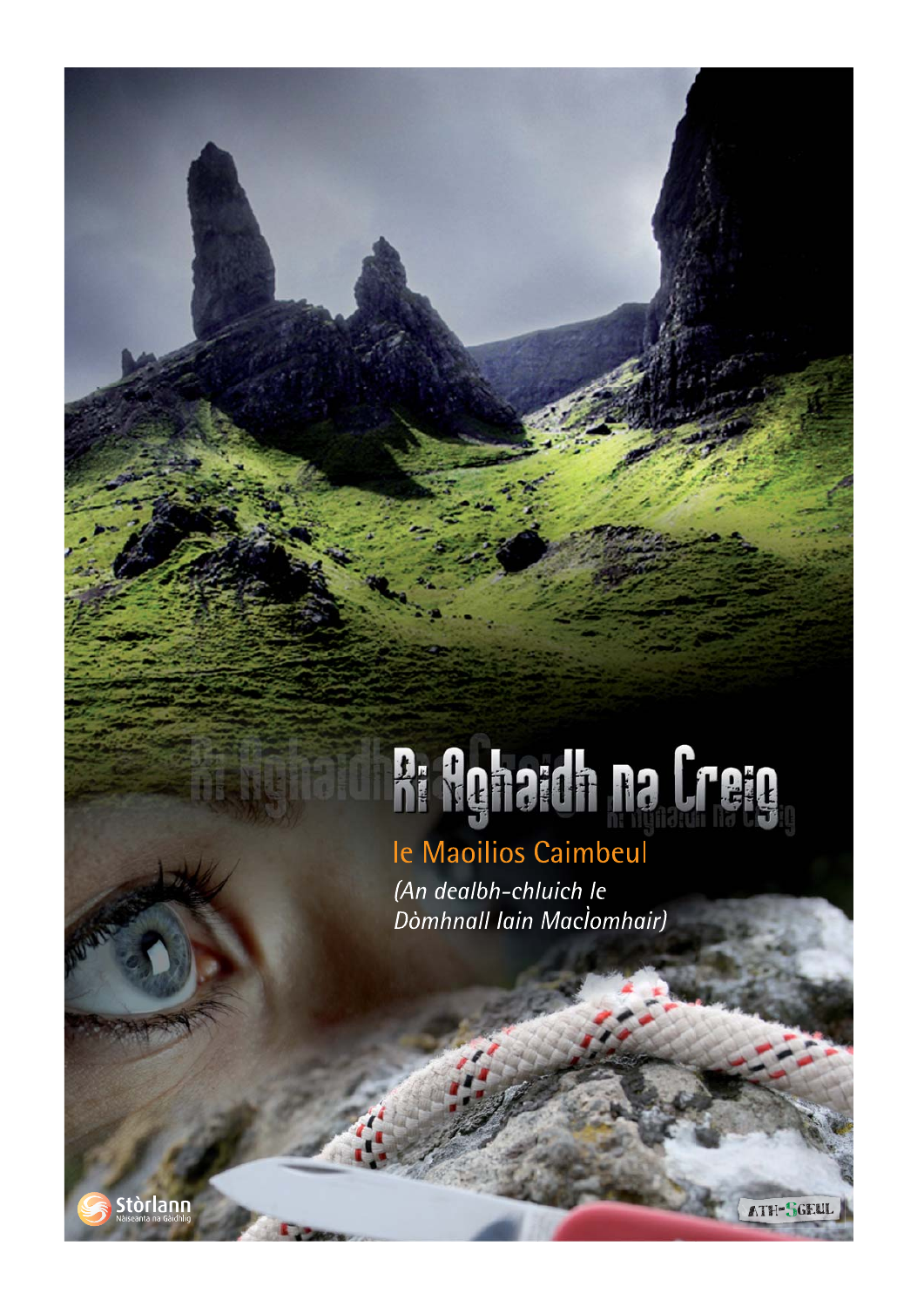# Ri Aghaidh na Creig

le Maoilios Caimbeul

*(An dealbh-chluich le Dòmhnall Iain MacÌomhair)*

Stòrlann Nàiseanta na Gàidhlig

ATH-SGEUL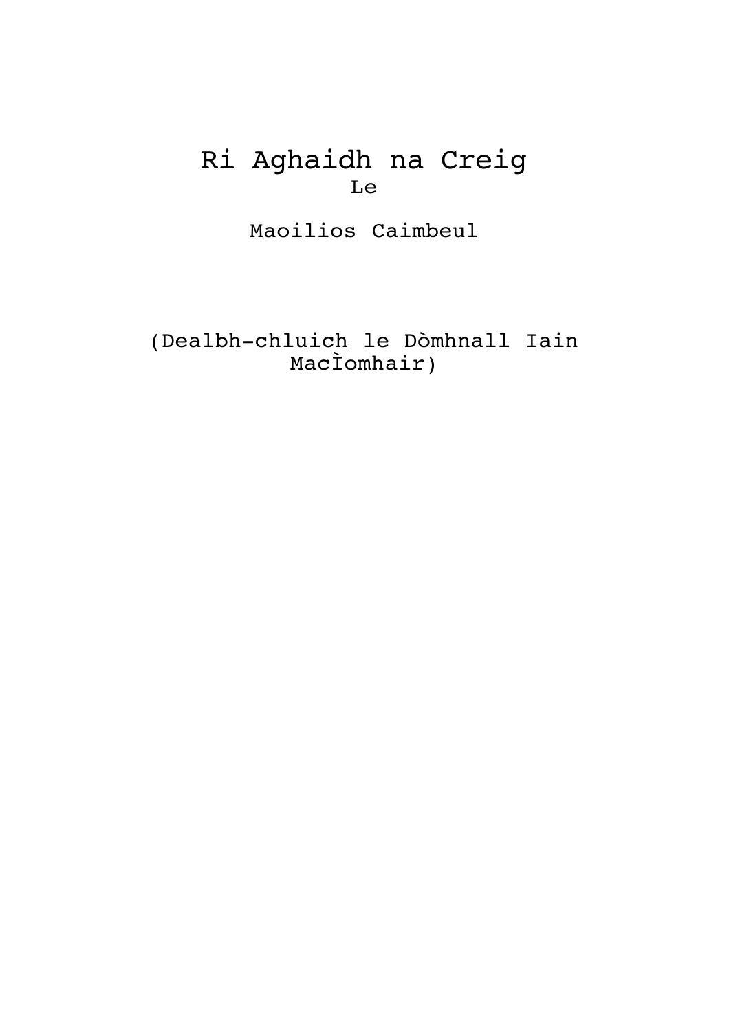# Ri Aghaidh na Creig

Le

Maoilios Caimbeul

(Dealbh-chluich le Dòmhnall Iain MacÌomhair)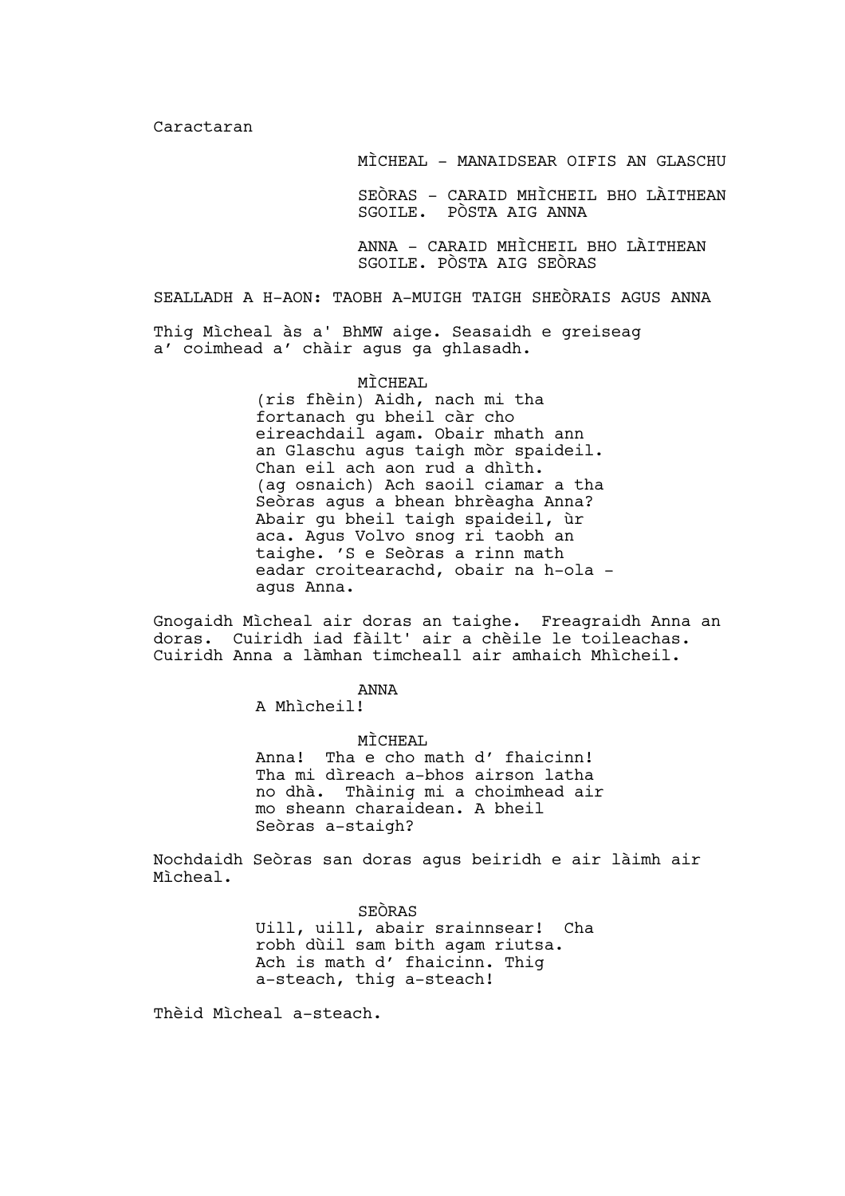Caractaran

MÌCHEAL - MANAIDSEAR OIFIS AN GLASCHU

SEÒRAS - CARAID MHÌCHEIL BHO LÀITHEAN SGOILE. PÒSTA AIG ANNA

ANNA - CARAID MHÌCHEIL BHO LÀITHEAN SGOILE. PÒSTA AIG SEÒRAS

SEALLADH A H-AON: TAOBH A-MUIGH TAIGH SHEÒRAIS AGUS ANNA

Thig Mìcheal às a' BhMW aige. Seasaidh e greiseag a' coimhead a' chàir agus ga ghlasadh.

MÌCHEAL

(ris fhèin) Aidh, nach mi tha fortanach gu bheil càr cho eireachdail agam. Obair mhath ann an Glaschu agus taigh mòr spaideil. Chan eil ach aon rud a dhìth. (ag osnaich) Ach saoil ciamar a tha Seòras agus a bhean bhrèagha Anna? Abair gu bheil taigh spaideil, ùr aca. Agus Volvo snog ri taobh an taighe. 'S e Seòras a rinn math eadar croitearachd, obair na h-ola - agus Anna.

Gnogaidh Mìcheal air doras an taighe. Freagraidh Anna an doras. Cuiridh iad fàilt' air a chèile le toileachas. Cuiridh Anna a làmhan timcheall air amhaich Mhìcheil.

ANNA

A Mhìcheil!

MÌCHEAL

Anna! Tha e cho math d' fhaicinn! Tha mi dìreach a-bhos airson latha no dhà. Thàinig mi a choimhead air mo sheann charaidean. A bheil Seòras a-staigh?

Nochdaidh Seòras san doras agus beiridh e air làimh air Mìcheal.

SEÒRAS

Uill, uill, abair srainnsear! Cha robh dùil sam bith agam riutsa. Ach is math d' fhaicinn. Thig a-steach, thig a-steach!

Thèid Mìcheal a-steach.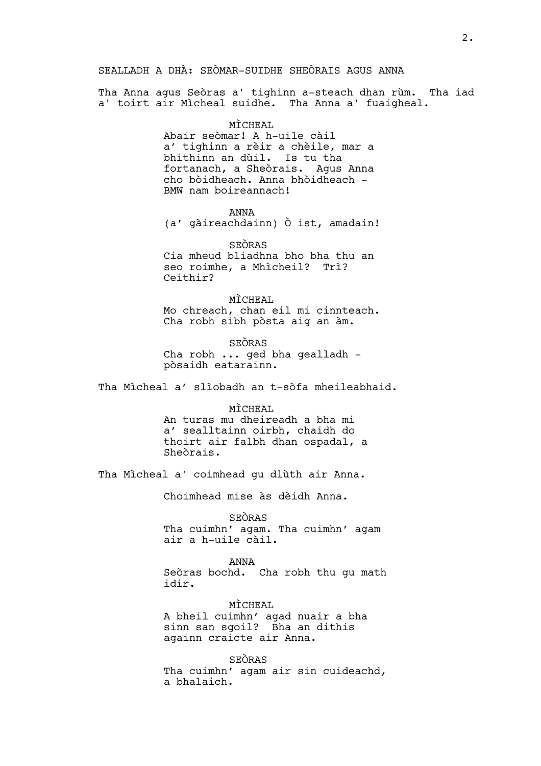SEALLADH A DHÀ: SEÒMAR-SUIDHE SHEÒRAIS AGUS ANNA

Tha Anna agus Seòras a' tighinn a-steach dhan rùm. Tha iad a' toirt air Mìcheal suidhe. Tha Anna a' fuaigheal.

MÌCHEAL
Abair seòmar! A h-uile càil a' tighinn a rèir a chèile, mar a bhithinn an dùil. Is tu tha fortanach, a Sheòrais. Agus Anna cho bòidheach. Anna bhòidheach - BMW nam boireannach!

ANNA
(a' gàireachdainn) Ò ist, amadain!

SEÒRAS
Cia mheud bliadhna bho bha thu an seo roimhe, a Mhìcheil? Trì? Ceithir?

MÌCHEAL
Mo chreach, chan eil mi cinnteach. Cha robh sibh pòsta aig an àm.

SEÒRAS
Cha robh ... ged bha gealladh - pòsaidh eatarainn.

Tha Mìcheal a' slìobadh an t-sòfa mheileabhaid.

MÌCHEAL
An turas mu dheireadh a bha mi a' sealltainn oirbh, chaidh do thoirt air falbh dhan ospadal, a Sheòrais.

Tha Mìcheal a' coimhead gu dlùth air Anna.

Choimhead mise às dèidh Anna.

SEÒRAS
Tha cuimhn' agam. Tha cuimhn' agam air a h-uile càil.

ANNA
Seòras bochd. Cha robh thu gu math idir.

MÌCHEAL
A bheil cuimhn' agad nuair a bha sinn san sgoil? Bha an dithis againn craicte air Anna.

SEÒRAS
Tha cuimhn' agam air sin cuideachd, a bhalaich.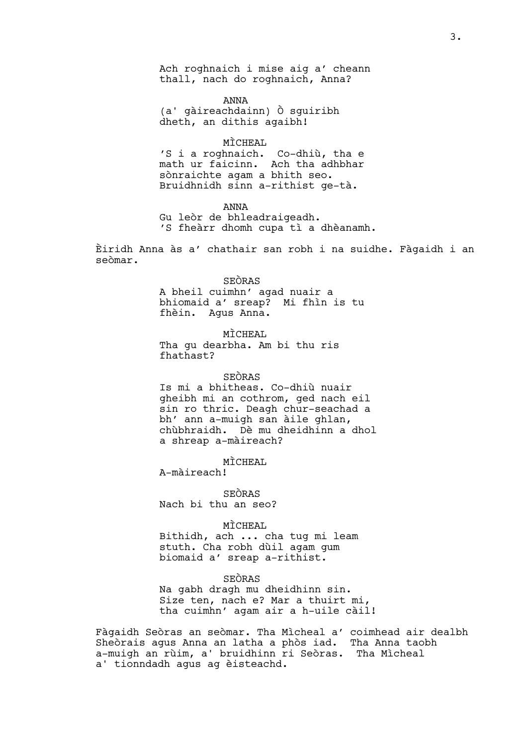Ach roghnaich i mise aig a' cheann thall, nach do roghnaich, Anna?

ANNA

(a' gàireachdainn) Ò sguiribh dheth, an dithis agaibh!

MÌCHEAL

'S i a roghnaich. Co-dhiù, tha e math ur faicinn. Ach tha adhbhar sònraichte agam a bhith seo. Bruidhnidh sinn a-rithist ge-tà.

ANNA

Gu leòr de bhleadraigeadh. 'S fheàrr dhomh cupa tì a dhèanamh.

Èiridh Anna às a' chathair san robh i na suidhe. Fàgaidh i an seòmar.

SEÒRAS

A bheil cuimhn' agad nuair a bhiomaid a' sreap? Mi fhìn is tu fhèin. Agus Anna.

MÌCHEAL

Tha gu dearbha. Am bi thu ris fhathast?

SEÒRAS

Is mi a bhitheas. Co-dhiù nuair gheibh mi an cothrom, ged nach eil sin ro thric. Deagh chur-seachad a bh' ann a-muigh san àile ghlan, chùbhraidh. Dè mu dheidhinn a dhol a shreap a-màireach?

MÌCHEAL

A-màireach!

SEÒRAS

Nach bi thu an seo?

MÌCHEAL

Bithidh, ach ... cha tug mi leam stuth. Cha robh dùil agam gum biomaid a' sreap a-rithist.

SEÒRAS

Na gabh dragh mu dheidhinn sin. Size ten, nach e? Mar a thuirt mi, tha cuimhn' agam air a h-uile càil!

Fàgaidh Seòras an seòmar. Tha Mìcheal a' coimhead air dealbh Sheòrais agus Anna an latha a phòs iad. Tha Anna taobh a-muigh an rùim, a' bruidhinn ri Seòras. Tha Mìcheal a' tionndadh agus ag èisteachd.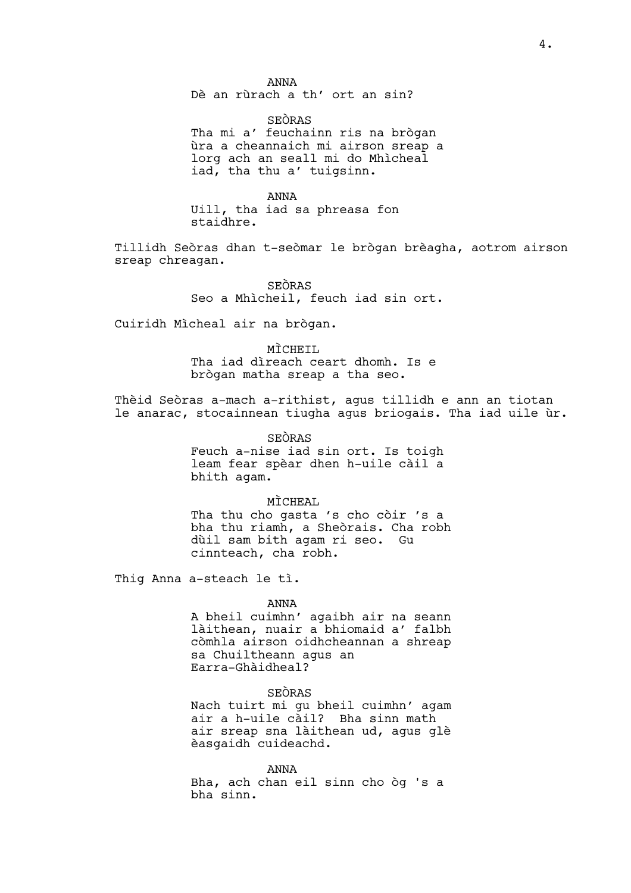ANNA
Dè an rùrach a th' ort an sin?

SEÒRAS
Tha mi a' feuchainn ris na brògan ùra a cheannaich mi airson sreap a lorg ach an seall mi do Mhìcheal iad, tha thu a' tuigsinn.

ANNA
Uill, tha iad sa phreasa fon staidhre.

Tillidh Seòras dhan t-seòmar le brògan brèagha, aotrom airson sreap chreagan.

SEÒRAS
Seo a Mhìcheil, feuch iad sin ort.

Cuiridh Mìcheal air na brògan.

MÌCHEIL
Tha iad dìreach ceart dhomh. Is e brògan matha sreap a tha seo.

Thèid Seòras a-mach a-rithist, agus tillidh e ann an tiotan le anarac, stocainnean tiugha agus briogais. Tha iad uile ùr.

SEÒRAS
Feuch a-nise iad sin ort. Is toigh leam fear spèar dhen h-uile càil a bhith agam.

MÌCHEAL
Tha thu cho gasta 's cho còir 's a bha thu riamh, a Sheòrais. Cha robh dùil sam bith agam ri seo. Gu cinnteach, cha robh.

Thig Anna a-steach le tì.

ANNA
A bheil cuimhn' agaibh air na seann làithean, nuair a bhiomaid a' falbh còmhla airson oidhcheannan a shreap sa Chuiltheann agus an Earra-Ghàidheal?

SEÒRAS
Nach tuirt mi gu bheil cuimhn' agam air a h-uile càil? Bha sinn math air sreap sna làithean ud, agus glè èasgaidh cuideachd.

ANNA
Bha, ach chan eil sinn cho òg 's a bha sinn.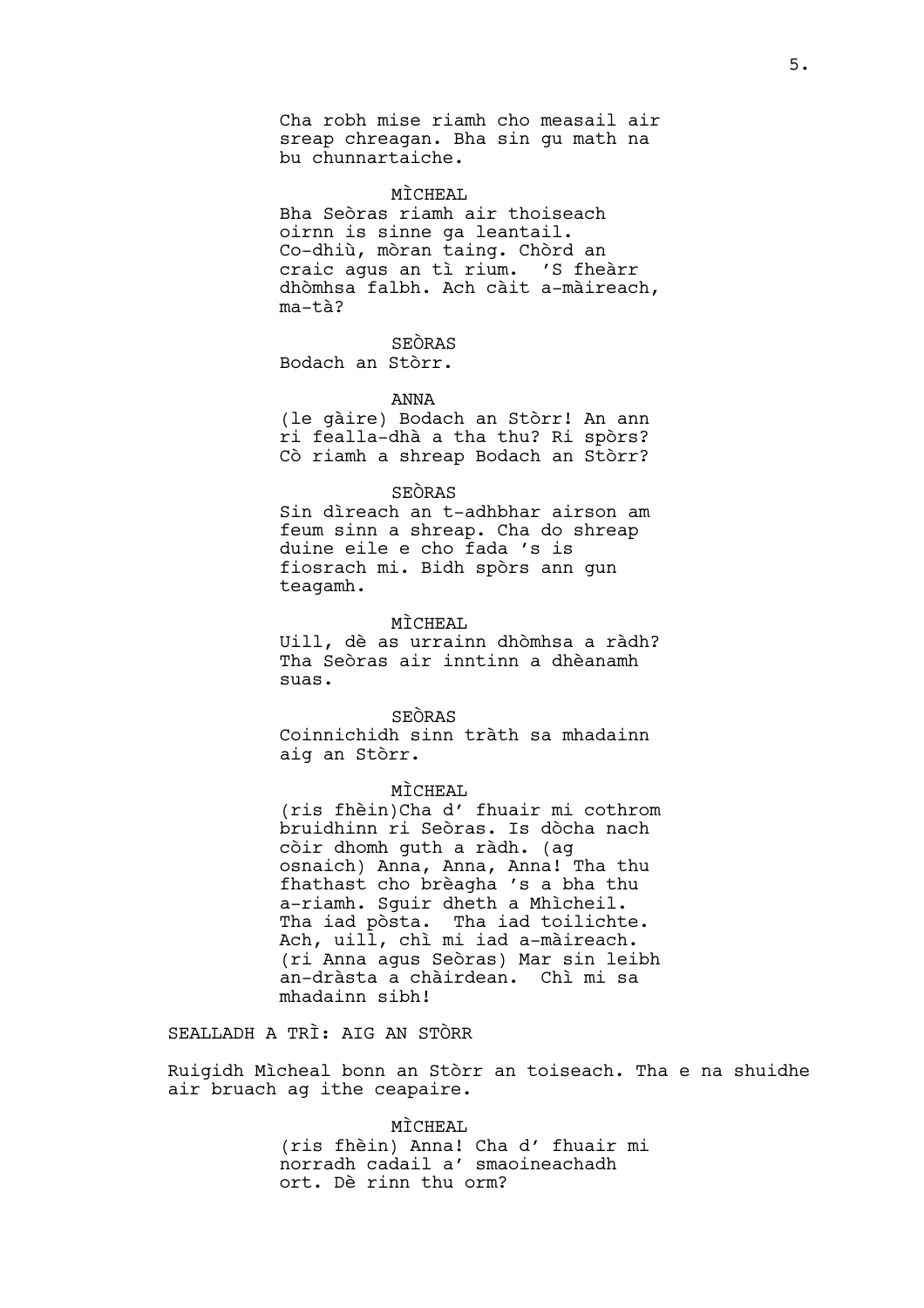Cha robh mise riamh cho measail air sreap chreagan. Bha sin gu math na bu chunnartaiche.

MÌCHEAL

Bha Seòras riamh air thoiseach oirnn is sinne ga leantail. Co-dhiù, mòran taing. Chòrd an craic agus an tì rium. 'S fheàrr dhòmhsa falbh. Ach càit a-màireach, ma-tà?

SEÒRAS

Bodach an Stòrr.

ANNA

(le gàire) Bodach an Stòrr! An ann ri fealla-dhà a tha thu? Ri spòrs? Cò riamh a shreap Bodach an Stòrr?

SEÒRAS

Sin dìreach an t-adhbhar airson am feum sinn a shreap. Cha do shreap duine eile e cho fada 's is fiosrach mi. Bidh spòrs ann gun teagamh.

MÌCHEAL

Uill, dè as urrainn dhòmhsa a ràdh? Tha Seòras air inntinn a dhèanamh suas.

SEÒRAS

Coinnichidh sinn tràth sa mhadainn aig an Stòrr.

MÌCHEAL

(ris fhèin)Cha d' fhuair mi cothrom bruidhinn ri Seòras. Is dòcha nach còir dhomh guth a ràdh. (ag osnaich) Anna, Anna, Anna! Tha thu fhathast cho brèagha 's a bha thu a-riamh. Sguir dheth a Mhìcheil. Tha iad pòsta. Tha iad toilichte. Ach, uill, chì mi iad a-màireach. (ri Anna agus Seòras) Mar sin leibh an-dràsta a chàirdean. Chì mi sa mhadainn sibh!

SEALLADH A TRÌ: AIG AN STÒRR

Ruigidh Mìcheal bonn an Stòrr an toiseach. Tha e na shuidhe air bruach ag ithe ceapaire.

MÌCHEAL

(ris fhèin) Anna! Cha d' fhuair mi norradh cadail a' smaoineachadh ort. Dè rinn thu orm?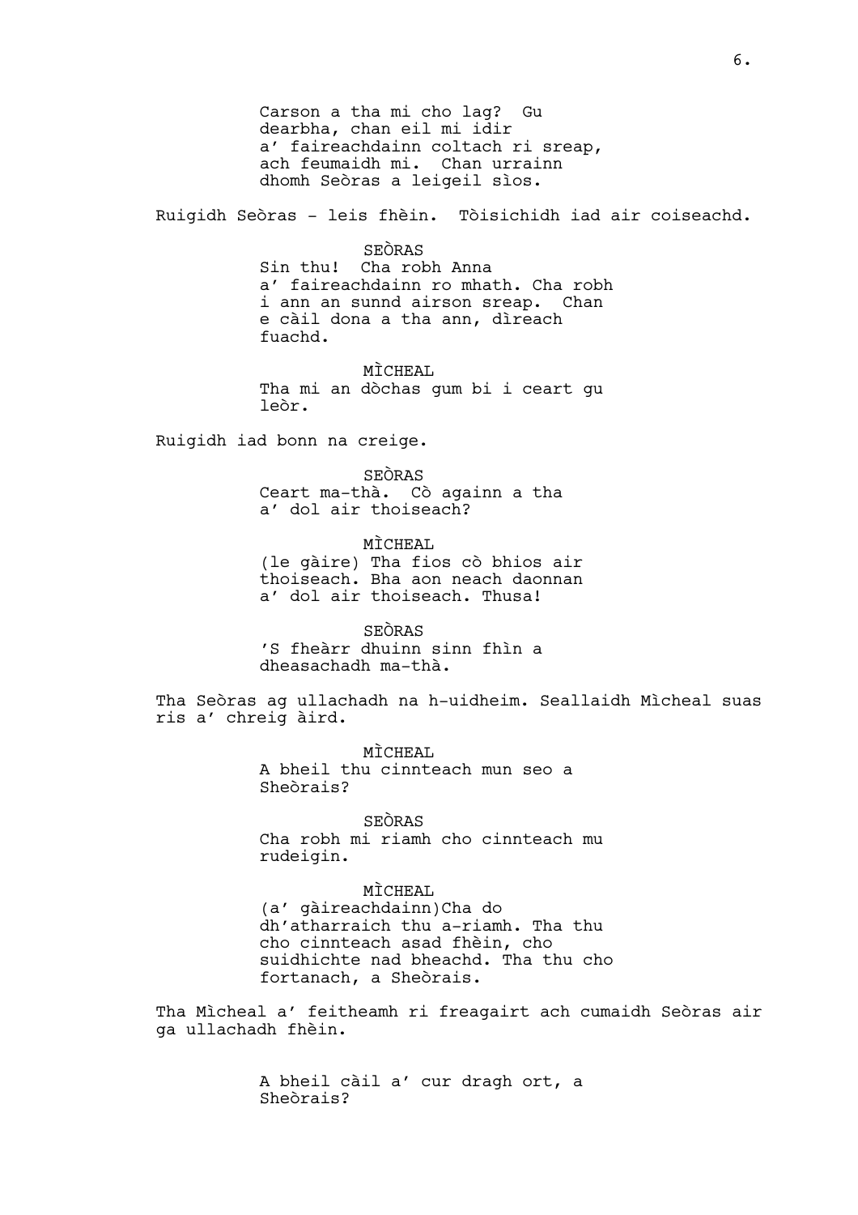Carson a tha mi cho lag? Gu dearbha, chan eil mi idir a' faireachdainn coltach ri sreap, ach feumaidh mi. Chan urrainn dhomh Seòras a leigeil sìos.

Ruigidh Seòras - leis fhèin. Tòisichidh iad air coiseachd.

SEÒRAS
Sin thu! Cha robh Anna a' faireachdainn ro mhath. Cha robh i ann an sunnd airson sreap. Chan e càil dona a tha ann, dìreach fuachd.

MÌCHEAL
Tha mi an dòchas gum bi i ceart gu leòr.

Ruigidh iad bonn na creige.

SEÒRAS
Ceart ma-thà. Cò againn a tha a' dol air thoiseach?

MÌCHEAL
(le gàire) Tha fios cò bhios air thoiseach. Bha aon neach daonnan a' dol air thoiseach. Thusa!

SEÒRAS
'S fheàrr dhuinn sinn fhìn a dheasachadh ma-thà.

Tha Seòras ag ullachadh na h-uidheim. Seallaidh Mìcheal suas ris a' chreig àird.

MÌCHEAL
A bheil thu cinnteach mun seo a Sheòrais?

SEÒRAS
Cha robh mi riamh cho cinnteach mu rudeigin.

MÌCHEAL
(a' gàireachdainn)Cha do dh'atharraich thu a-riamh. Tha thu cho cinnteach asad fhèin, cho suidhichte nad bheachd. Tha thu cho fortanach, a Sheòrais.

Tha Mìcheal a' feitheamh ri freagairt ach cumaidh Seòras air ga ullachadh fhèin.

A bheil càil a' cur dragh ort, a Sheòrais?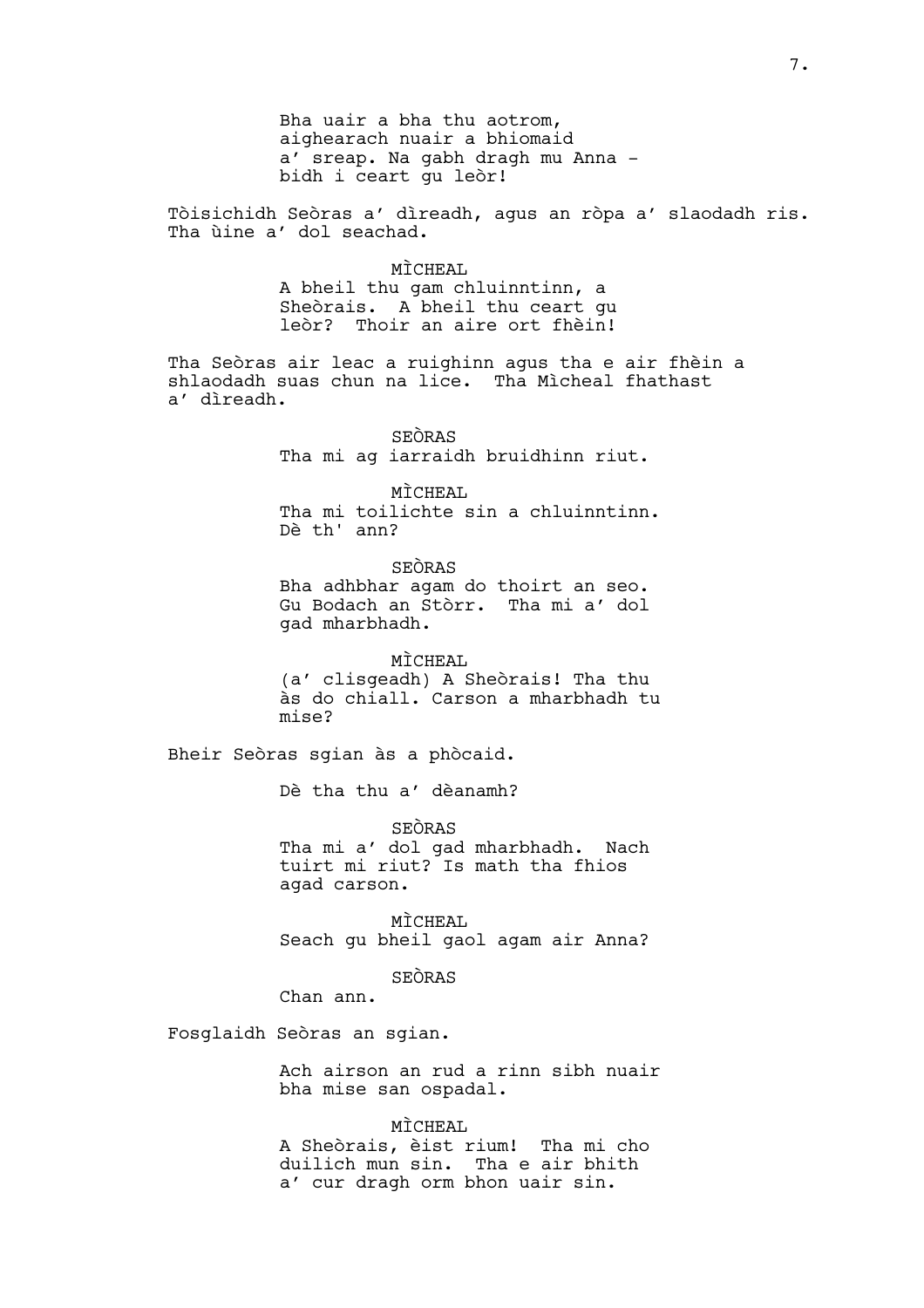Bha uair a bha thu aotrom, aighearach nuair a bhiomaid a' sreap. Na gabh dragh mu Anna - bidh i ceart gu leòr!

Tòisichidh Seòras a' dìreadh, agus an ròpa a' slaodadh ris. Tha ùine a' dol seachad.

MÌCHEAL

A bheil thu gam chluinntinn, a Sheòrais. A bheil thu ceart gu leòr? Thoir an aire ort fhèin!

Tha Seòras air leac a ruighinn agus tha e air fhèin a shlaodadh suas chun na lice. Tha Mìcheal fhathast a' dìreadh.

SEÒRAS

Tha mi ag iarraidh bruidhinn riut.

MÌCHEAL

Tha mi toilichte sin a chluinntinn. Dè th' ann?

SEÒRAS

Bha adhbhar agam do thoirt an seo. Gu Bodach an Stòrr. Tha mi a' dol gad mharbhadh.

MÌCHEAL

(a' clisgeadh) A Sheòrais! Tha thu às do chiall. Carson a mharbhadh tu mise?

Bheir Seòras sgian às a phòcaid.

Dè tha thu a' dèanamh?

SEÒRAS

Tha mi a' dol gad mharbhadh. Nach tuirt mi riut? Is math tha fhios agad carson.

MÌCHEAL

Seach gu bheil gaol agam air Anna?

SEÒRAS

Chan ann.

Fosglaidh Seòras an sgian.

Ach airson an rud a rinn sibh nuair bha mise san ospadal.

MÌCHEAL

A Sheòrais, èist rium! Tha mi cho duilich mun sin. Tha e air bhith a' cur dragh orm bhon uair sin.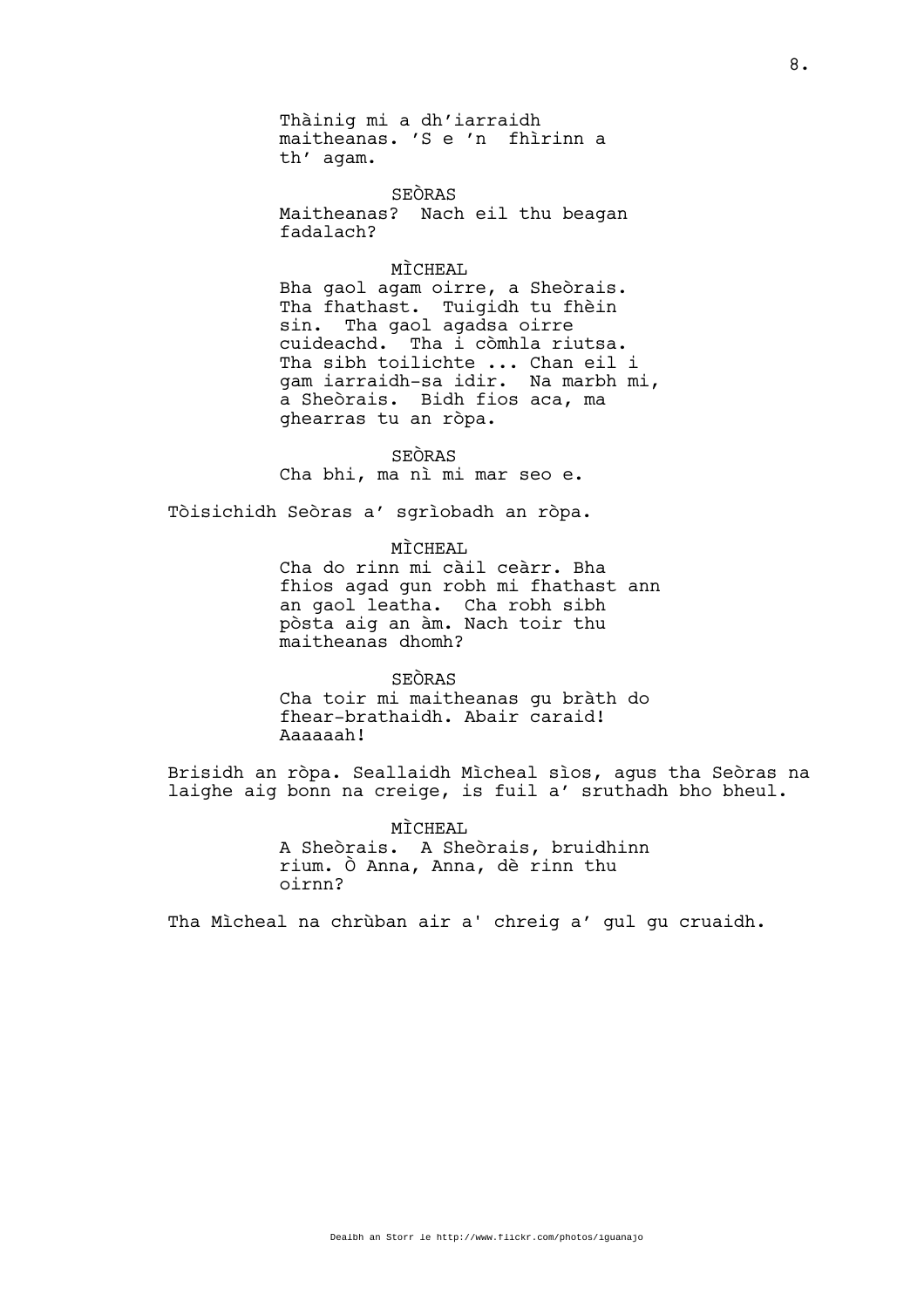Thàinig mi a dh'iarraidh maitheanas. 'S e 'n fhìrinn a th' agam.

SEÒRAS
Maitheanas? Nach eil thu beagan fadalach?

MÌCHEAL
Bha gaol agam oirre, a Sheòrais. Tha fhathast. Tuigidh tu fhèin sin. Tha gaol agadsa oirre cuideachd. Tha i còmhla riutsa. Tha sibh toilichte ... Chan eil i gam iarraidh-sa idir. Na marbh mi, a Sheòrais. Bidh fios aca, ma ghearras tu an ròpa.

SEÒRAS
Cha bhi, ma nì mi mar seo e.

Tòisichidh Seòras a' sgrìobadh an ròpa.

MÌCHEAL
Cha do rinn mi càil ceàrr. Bha fhios agad gun robh mi fhathast ann an gaol leatha. Cha robh sibh pòsta aig an àm. Nach toir thu maitheanas dhomh?

SEÒRAS
Cha toir mi maitheanas gu bràth do fhear-brathaidh. Abair caraid! Aaaaaah!

Brisidh an ròpa. Seallaidh Mìcheal sìos, agus tha Seòras na laighe aig bonn na creige, is fuil a' sruthadh bho bheul.

MÌCHEAL
A Sheòrais. A Sheòrais, bruidhinn rium. Ò Anna, Anna, dè rinn thu oirnn?

Tha Mìcheal na chrùban air a' chreig a' gul gu cruaidh.

Dealbh an Storr le http://www.flickr.com/photos/iguanajo